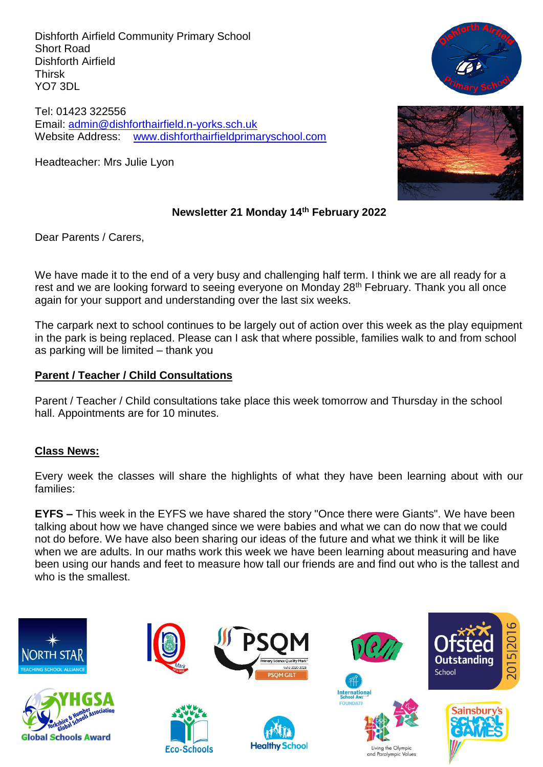Dishforth Airfield Community Primary School
Short Road
Dishforth Airfield
Thirsk
YO7 3DL

Tel: 01423 322556
Email: admin@dishforthairfield.n-yorks.sch.uk
Website Address: www.dishforthairfieldprimaryschool.com

Headteacher: Mrs Julie Lyon

**Newsletter 21 Monday 14th February 2022**

Dear Parents / Carers,

We have made it to the end of a very busy and challenging half term. I think we are all ready for a rest and we are looking forward to seeing everyone on Monday 28th February. Thank you all once again for your support and understanding over the last six weeks.

The carpark next to school continues to be largely out of action over this week as the play equipment in the park is being replaced. Please can I ask that where possible, families walk to and from school as parking will be limited – thank you

## Parent / Teacher / Child Consultations

Parent / Teacher / Child consultations take place this week tomorrow and Thursday in the school hall. Appointments are for 10 minutes.

## Class News:

Every week the classes will share the highlights of what they have been learning about with our families:

**EYFS –** This week in the EYFS we have shared the story "Once there were Giants". We have been talking about how we have changed since we were babies and what we can do now that we could not do before. We have also been sharing our ideas of the future and what we think it will be like when we are adults. In our maths work this week we have been learning about measuring and have been using our hands and feet to measure how tall our friends are and find out who is the tallest and who is the smallest.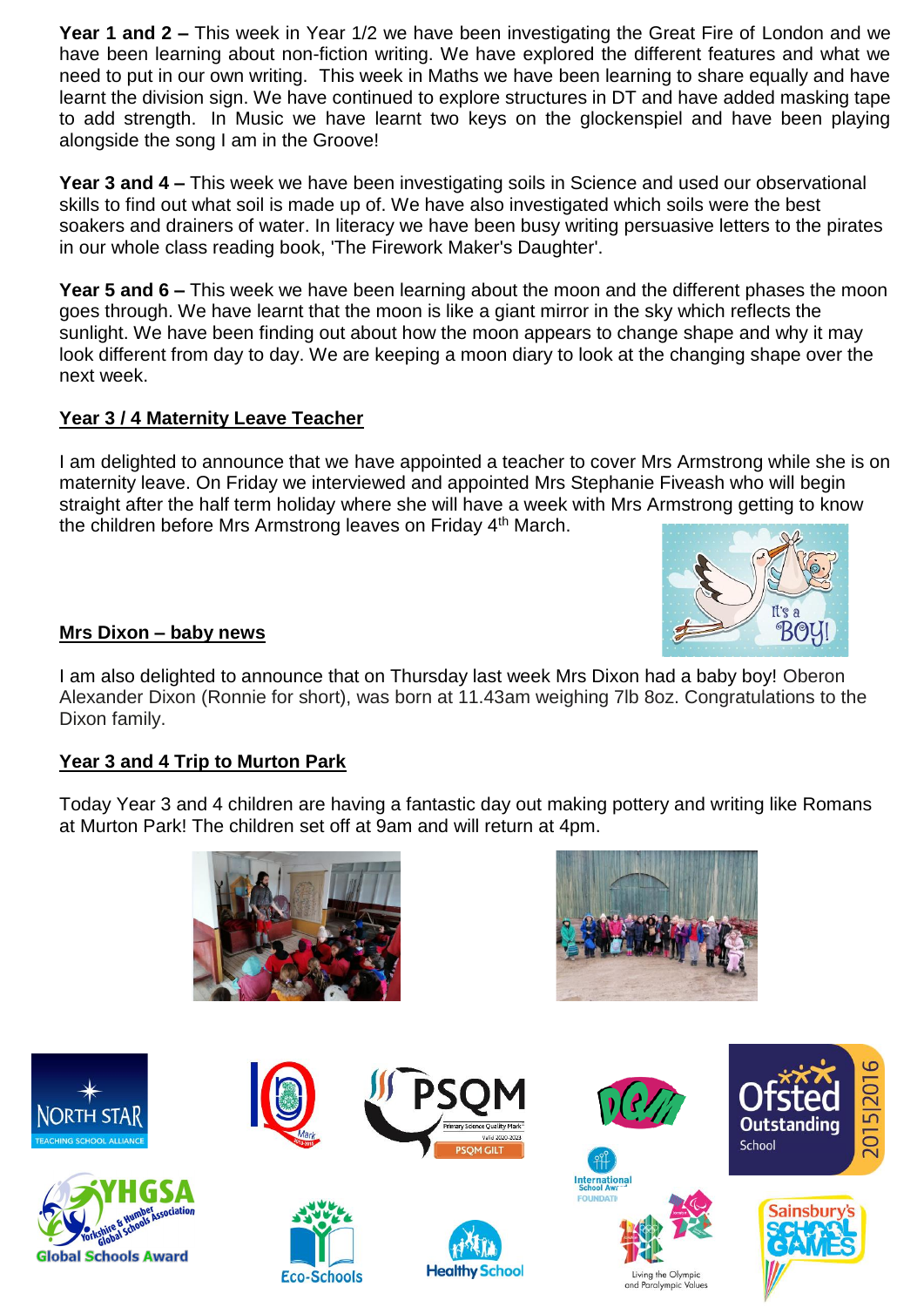**Year 1 and 2 –** This week in Year 1/2 we have been investigating the Great Fire of London and we have been learning about non-fiction writing. We have explored the different features and what we need to put in our own writing. This week in Maths we have been learning to share equally and have learnt the division sign. We have continued to explore structures in DT and have added masking tape to add strength. In Music we have learnt two keys on the glockenspiel and have been playing alongside the song I am in the Groove!

**Year 3 and 4 –** This week we have been investigating soils in Science and used our observational skills to find out what soil is made up of. We have also investigated which soils were the best soakers and drainers of water. In literacy we have been busy writing persuasive letters to the pirates in our whole class reading book, 'The Firework Maker's Daughter'.

**Year 5 and 6 –** This week we have been learning about the moon and the different phases the moon goes through. We have learnt that the moon is like a giant mirror in the sky which reflects the sunlight. We have been finding out about how the moon appears to change shape and why it may look different from day to day. We are keeping a moon diary to look at the changing shape over the next week.

## Year 3 / 4 Maternity Leave Teacher

I am delighted to announce that we have appointed a teacher to cover Mrs Armstrong while she is on maternity leave. On Friday we interviewed and appointed Mrs Stephanie Fiveash who will begin straight after the half term holiday where she will have a week with Mrs Armstrong getting to know the children before Mrs Armstrong leaves on Friday 4th March.

## Mrs Dixon – baby news

I am also delighted to announce that on Thursday last week Mrs Dixon had a baby boy! Oberon Alexander Dixon (Ronnie for short), was born at 11.43am weighing 7lb 8oz. Congratulations to the Dixon family.

## Year 3 and 4 Trip to Murton Park

Today Year 3 and 4 children are having a fantastic day out making pottery and writing like Romans at Murton Park! The children set off at 9am and will return at 4pm.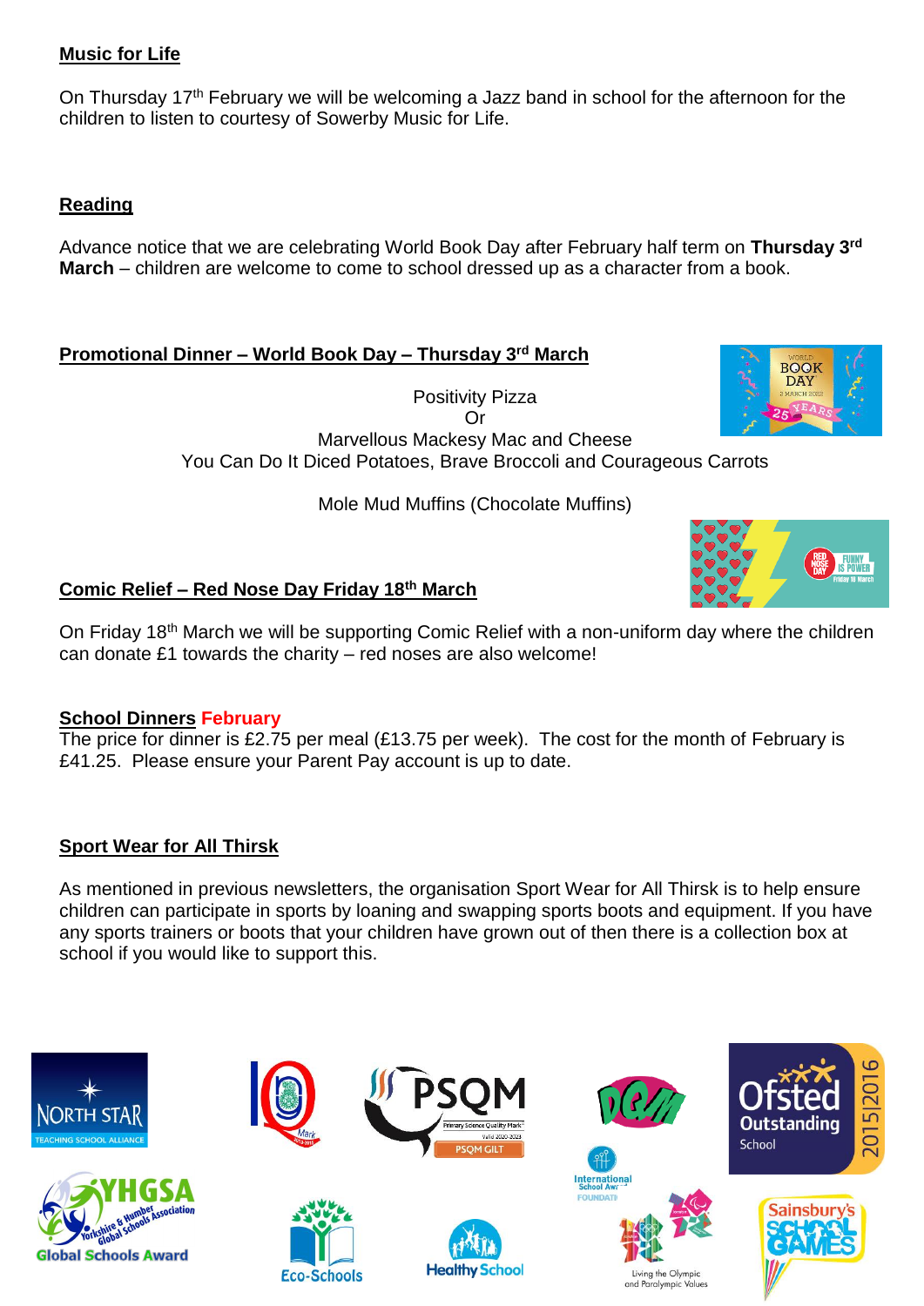## Music for Life

On Thursday 17th February we will be welcoming a Jazz band in school for the afternoon for the children to listen to courtesy of Sowerby Music for Life.

## Reading

Advance notice that we are celebrating World Book Day after February half term on **Thursday 3rd March** – children are welcome to come to school dressed up as a character from a book.

## Promotional Dinner – World Book Day – Thursday 3rd March

Positivity Pizza
Or
Marvellous Mackesy Mac and Cheese
You Can Do It Diced Potatoes, Brave Broccoli and Courageous Carrots

Mole Mud Muffins (Chocolate Muffins)

## Comic Relief – Red Nose Day Friday 18th March

On Friday 18th March we will be supporting Comic Relief with a non-uniform day where the children can donate £1 towards the charity – red noses are also welcome!

## School Dinners February

The price for dinner is £2.75 per meal (£13.75 per week). The cost for the month of February is £41.25. Please ensure your Parent Pay account is up to date.

## Sport Wear for All Thirsk

As mentioned in previous newsletters, the organisation Sport Wear for All Thirsk is to help ensure children can participate in sports by loaning and swapping sports boots and equipment. If you have any sports trainers or boots that your children have grown out of then there is a collection box at school if you would like to support this.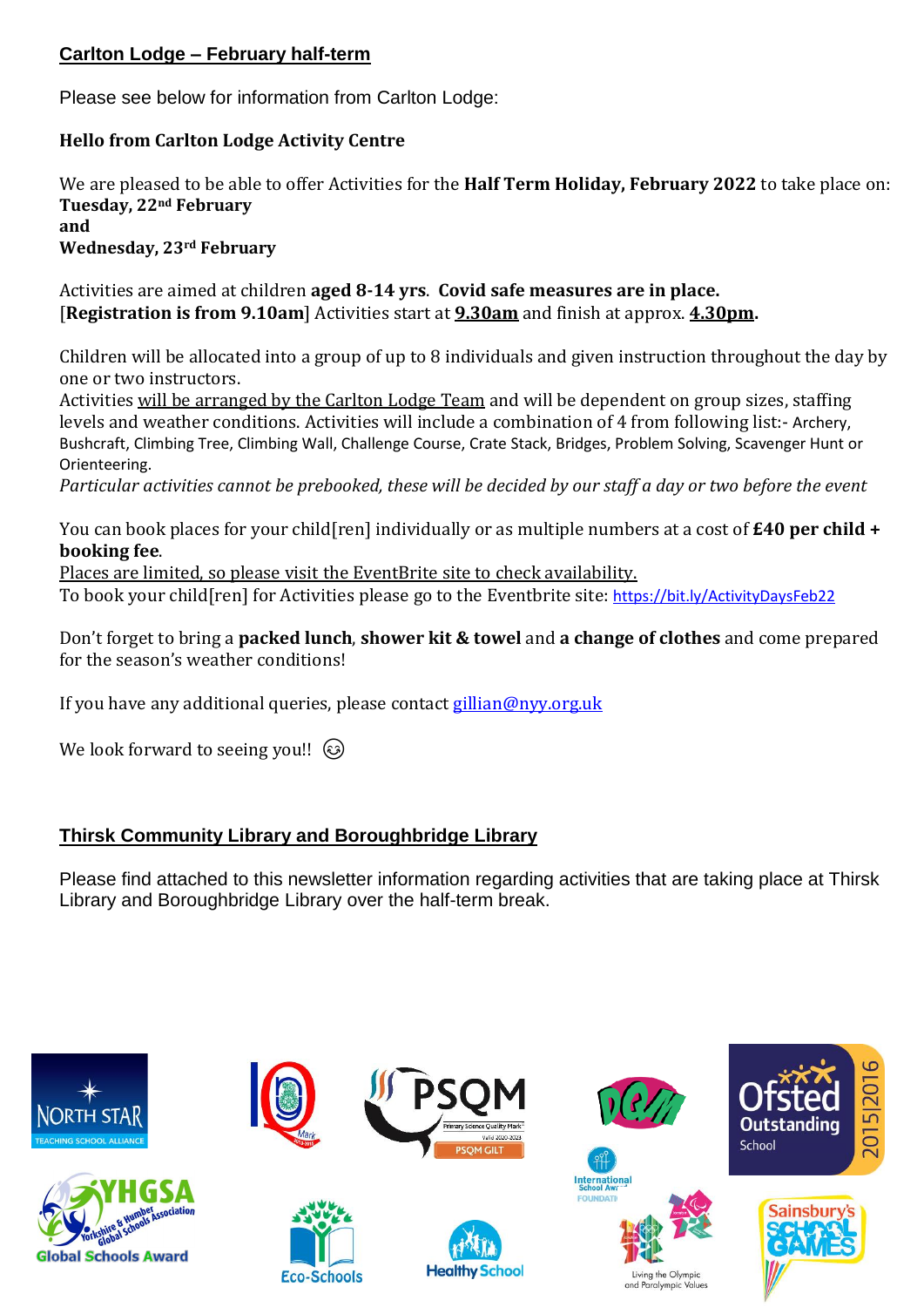## Carlton Lodge – February half-term

Please see below for information from Carlton Lodge:

**Hello from Carlton Lodge Activity Centre**

We are pleased to be able to offer Activities for the **Half Term Holiday, February 2022** to take place on:
**Tuesday, 22nd February**
**and**
**Wednesday, 23rd February**

Activities are aimed at children **aged 8-14 yrs**. **Covid safe measures are in place.**
[**Registration is from 9.10am**] Activities start at **9.30am** and finish at approx. **4.30pm.**

Children will be allocated into a group of up to 8 individuals and given instruction throughout the day by one or two instructors.
Activities will be arranged by the Carlton Lodge Team and will be dependent on group sizes, staffing levels and weather conditions. Activities will include a combination of 4 from following list:- Archery, Bushcraft, Climbing Tree, Climbing Wall, Challenge Course, Crate Stack, Bridges, Problem Solving, Scavenger Hunt or Orienteering.
*Particular activities cannot be prebooked, these will be decided by our staff a day or two before the event*

You can book places for your child[ren] individually or as multiple numbers at a cost of **£40 per child + booking fee**.
Places are limited, so please visit the EventBrite site to check availability.
To book your child[ren] for Activities please go to the Eventbrite site: https://bit.ly/ActivityDaysFeb22

Don't forget to bring a **packed lunch**, **shower kit & towel** and **a change of clothes** and come prepared for the season's weather conditions!

If you have any additional queries, please contact gillian@nyy.org.uk

We look forward to seeing you!! 😊

## Thirsk Community Library and Boroughbridge Library

Please find attached to this newsletter information regarding activities that are taking place at Thirsk Library and Boroughbridge Library over the half-term break.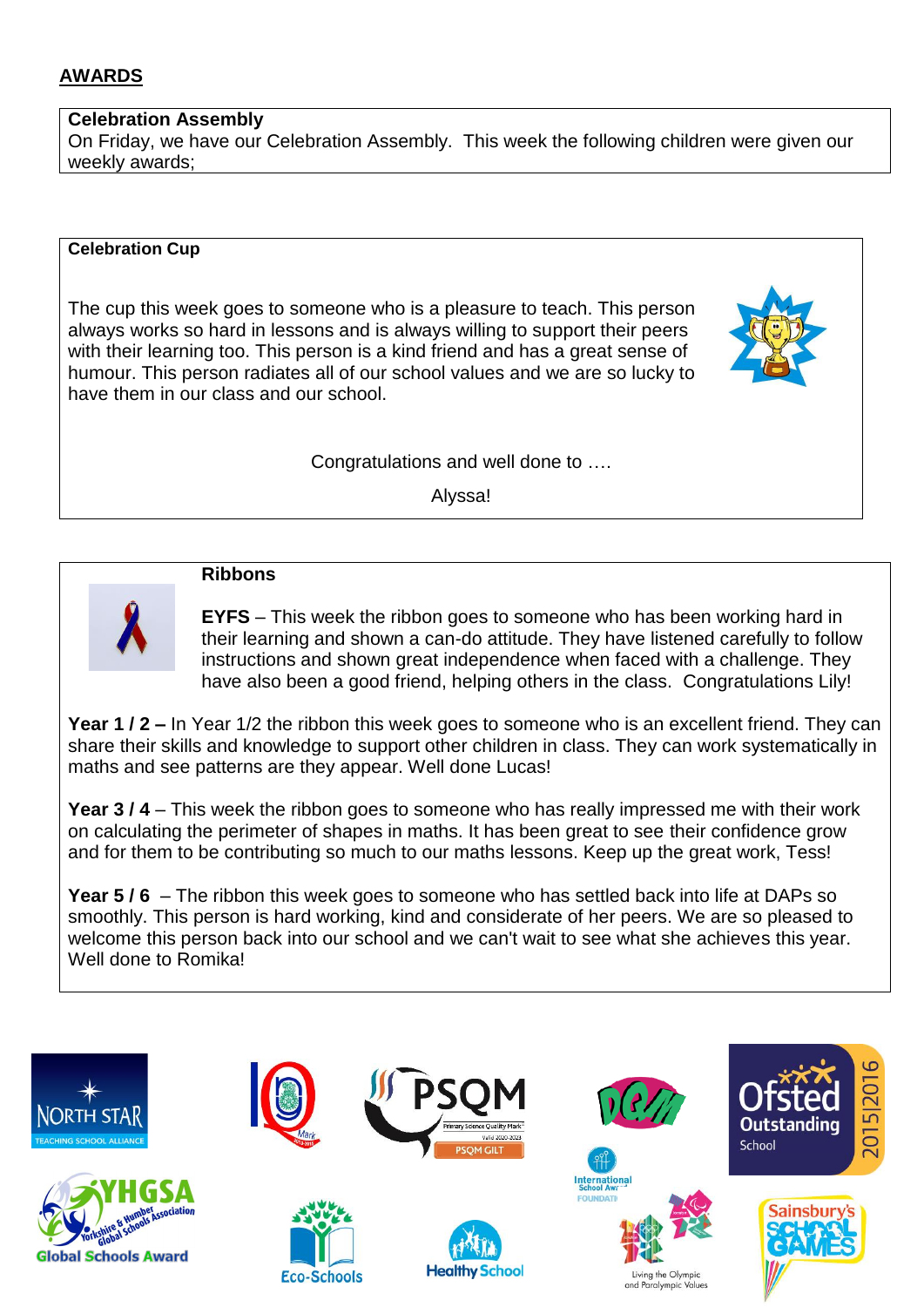## AWARDS

**Celebration Assembly**

On Friday, we have our Celebration Assembly. This week the following children were given our weekly awards;

**Celebration Cup**

The cup this week goes to someone who is a pleasure to teach. This person always works so hard in lessons and is always willing to support their peers with their learning too. This person is a kind friend and has a great sense of humour. This person radiates all of our school values and we are so lucky to have them in our class and our school.

Congratulations and well done to ….

Alyssa!

**Ribbons**

**EYFS** – This week the ribbon goes to someone who has been working hard in their learning and shown a can-do attitude. They have listened carefully to follow instructions and shown great independence when faced with a challenge. They have also been a good friend, helping others in the class. Congratulations Lily!

**Year 1 / 2 –** In Year 1/2 the ribbon this week goes to someone who is an excellent friend. They can share their skills and knowledge to support other children in class. They can work systematically in maths and see patterns are they appear. Well done Lucas!

**Year 3 / 4** – This week the ribbon goes to someone who has really impressed me with their work on calculating the perimeter of shapes in maths. It has been great to see their confidence grow and for them to be contributing so much to our maths lessons. Keep up the great work, Tess!

**Year 5 / 6** – The ribbon this week goes to someone who has settled back into life at DAPs so smoothly. This person is hard working, kind and considerate of her peers. We are so pleased to welcome this person back into our school and we can't wait to see what she achieves this year. Well done to Romika!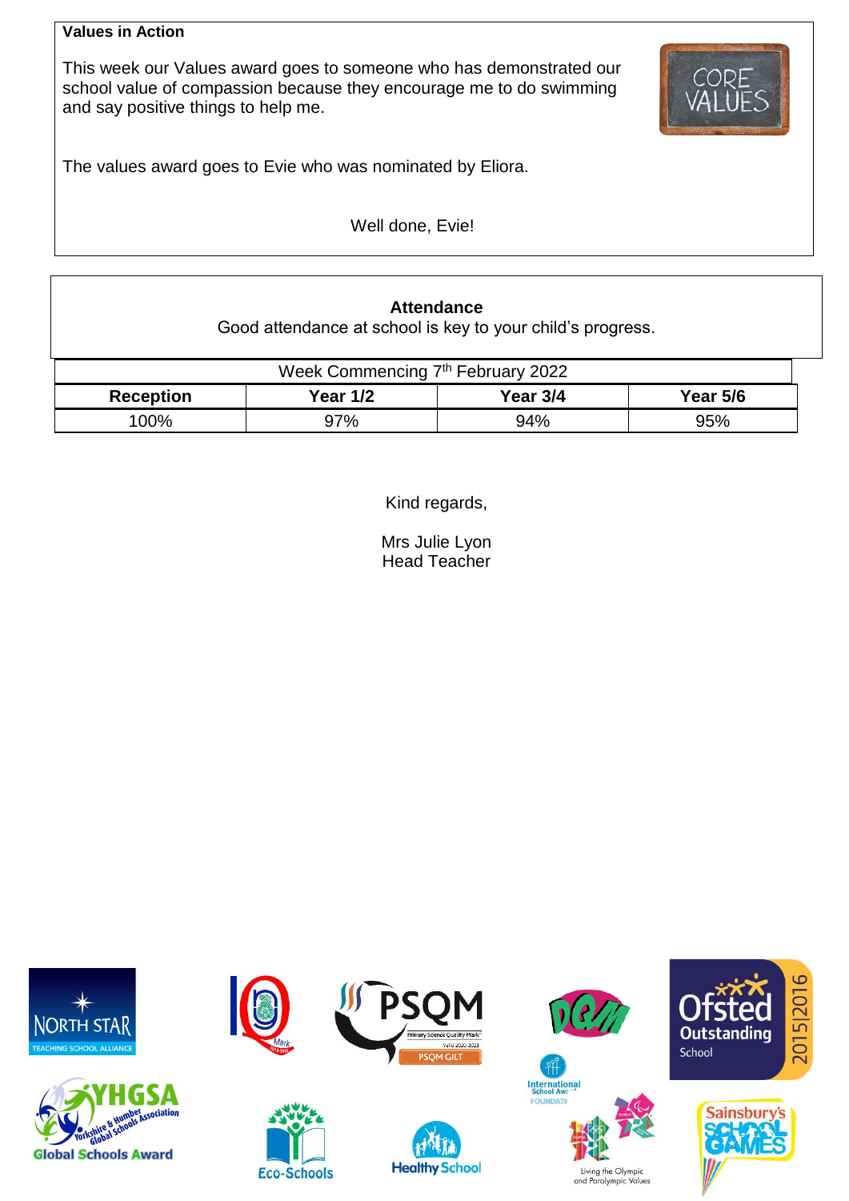**Values in Action**

This week our Values award goes to someone who has demonstrated our school value of compassion because they encourage me to do swimming and say positive things to help me.

The values award goes to Evie who was nominated by Eliora.

Well done, Evie!

**Attendance**

Good attendance at school is key to your child's progress.

| Week Commencing 7th February 2022 | | | |
|---|---|---|---|
| **Reception** | **Year 1/2** | **Year 3/4** | **Year 5/6** |
| 100% | 97% | 94% | 95% |

Kind regards,

Mrs Julie Lyon
Head Teacher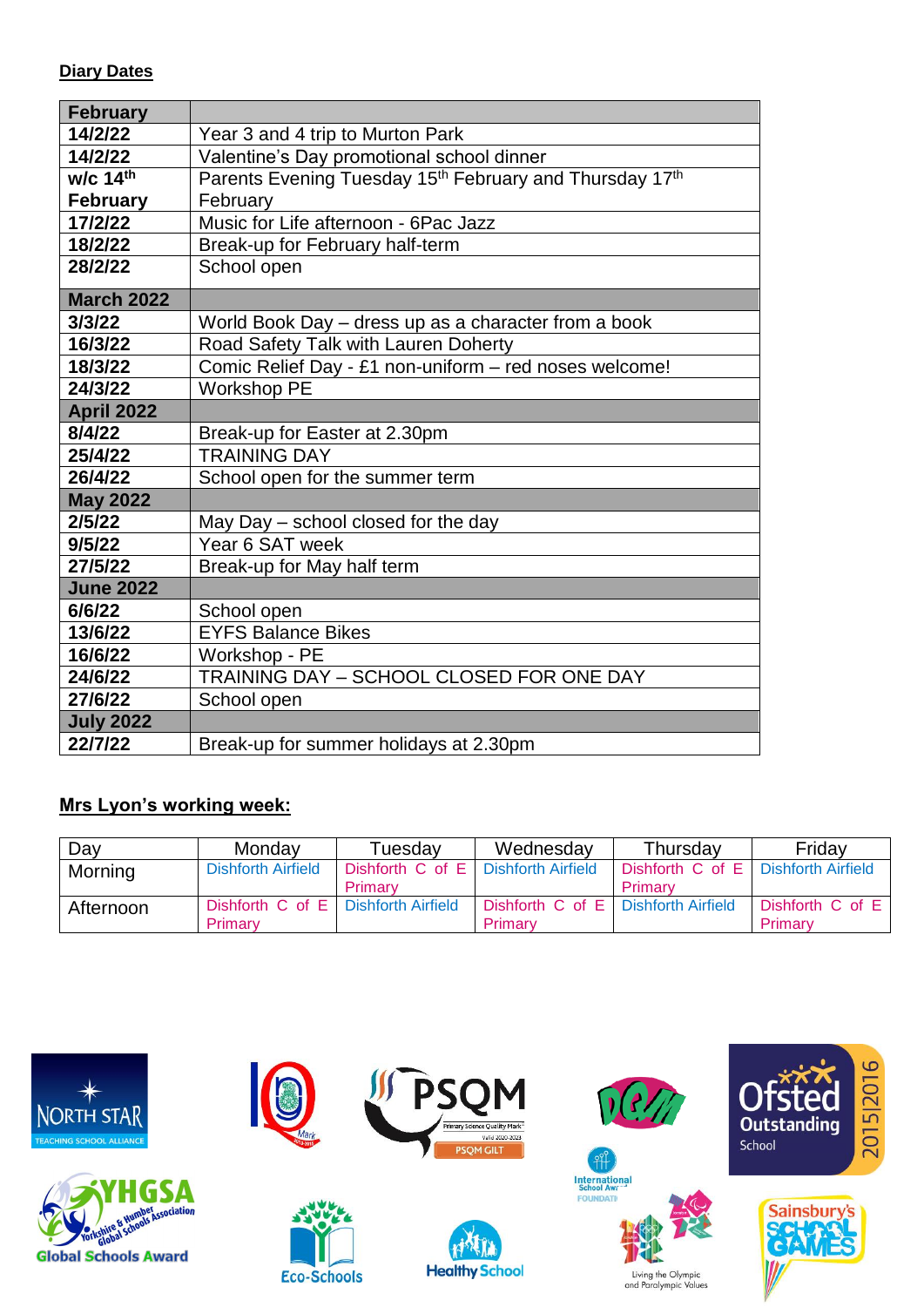**Diary Dates**

| | |
|---|---|
| **February** | |
| **14/2/22** | Year 3 and 4 trip to Murton Park |
| **14/2/22** | Valentine's Day promotional school dinner |
| **w/c 14th February** | Parents Evening Tuesday 15th February and Thursday 17th February |
| **17/2/22** | Music for Life afternoon - 6Pac Jazz |
| **18/2/22** | Break-up for February half-term |
| **28/2/22** | School open |
| **March 2022** | |
| **3/3/22** | World Book Day – dress up as a character from a book |
| **16/3/22** | Road Safety Talk with Lauren Doherty |
| **18/3/22** | Comic Relief Day - £1 non-uniform – red noses welcome! |
| **24/3/22** | Workshop PE |
| **April 2022** | |
| **8/4/22** | Break-up for Easter at 2.30pm |
| **25/4/22** | TRAINING DAY |
| **26/4/22** | School open for the summer term |
| **May 2022** | |
| **2/5/22** | May Day – school closed for the day |
| **9/5/22** | Year 6 SAT week |
| **27/5/22** | Break-up for May half term |
| **June 2022** | |
| **6/6/22** | School open |
| **13/6/22** | EYFS Balance Bikes |
| **16/6/22** | Workshop - PE |
| **24/6/22** | TRAINING DAY – SCHOOL CLOSED FOR ONE DAY |
| **27/6/22** | School open |
| **July 2022** | |
| **22/7/22** | Break-up for summer holidays at 2.30pm |

**Mrs Lyon's working week:**

| Day | Monday | Tuesday | Wednesday | Thursday | Friday |
|---|---|---|---|---|---|
| Morning | Dishforth Airfield | Dishforth C of E Primary | Dishforth Airfield | Dishforth C of E Primary | Dishforth Airfield |
| Afternoon | Dishforth C of E Primary | Dishforth Airfield | Dishforth C of E Primary | Dishforth Airfield | Dishforth C of E Primary |